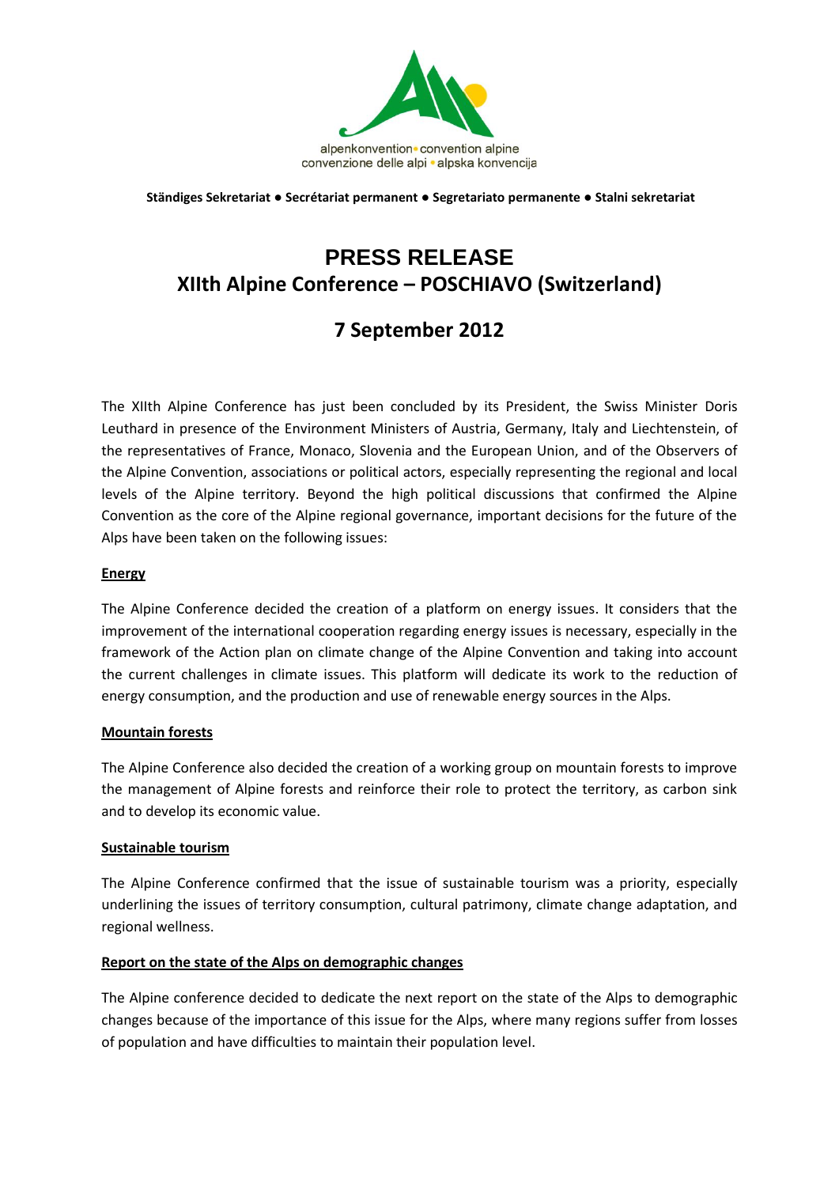alpenkonvention • convention alpine
convenzione delle alpi • alpska konvencija

**Ständiges Sekretariat ● Secrétariat permanent ● Segretariato permanente ● Stalni sekretariat**

# PRESS RELEASE
## XIIth Alpine Conference – POSCHIAVO (Switzerland)

## 7 September 2012

The XIIth Alpine Conference has just been concluded by its President, the Swiss Minister Doris Leuthard in presence of the Environment Ministers of Austria, Germany, Italy and Liechtenstein, of the representatives of France, Monaco, Slovenia and the European Union, and of the Observers of the Alpine Convention, associations or political actors, especially representing the regional and local levels of the Alpine territory. Beyond the high political discussions that confirmed the Alpine Convention as the core of the Alpine regional governance, important decisions for the future of the Alps have been taken on the following issues:

### Energy

The Alpine Conference decided the creation of a platform on energy issues. It considers that the improvement of the international cooperation regarding energy issues is necessary, especially in the framework of the Action plan on climate change of the Alpine Convention and taking into account the current challenges in climate issues. This platform will dedicate its work to the reduction of energy consumption, and the production and use of renewable energy sources in the Alps.

### Mountain forests

The Alpine Conference also decided the creation of a working group on mountain forests to improve the management of Alpine forests and reinforce their role to protect the territory, as carbon sink and to develop its economic value.

### Sustainable tourism

The Alpine Conference confirmed that the issue of sustainable tourism was a priority, especially underlining the issues of territory consumption, cultural patrimony, climate change adaptation, and regional wellness.

### Report on the state of the Alps on demographic changes

The Alpine conference decided to dedicate the next report on the state of the Alps to demographic changes because of the importance of this issue for the Alps, where many regions suffer from losses of population and have difficulties to maintain their population level.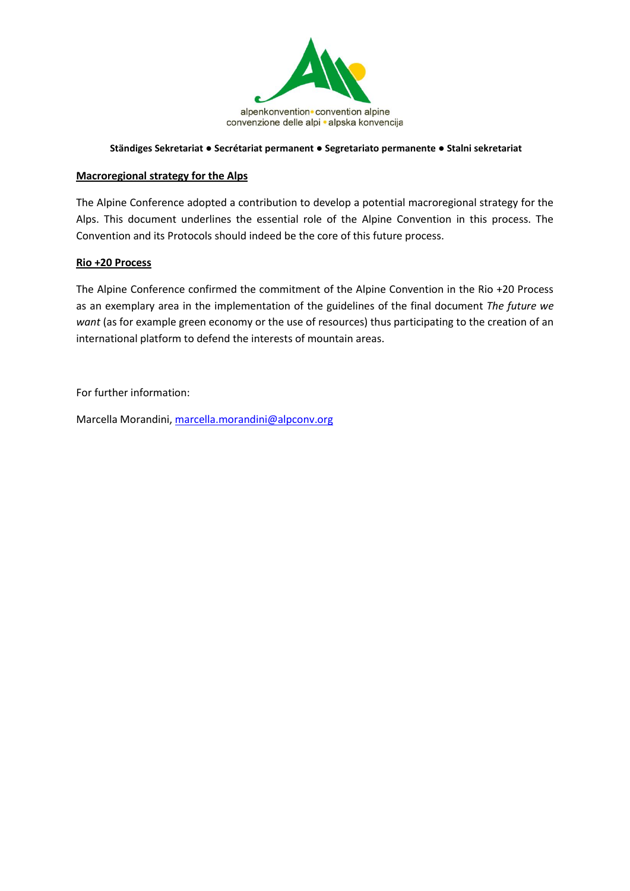alpenkonvention • convention alpine
convenzione delle alpi • alpska konvencija

**Ständiges Sekretariat ● Secrétariat permanent ● Segretariato permanente ● Stalni sekretariat**

**Macroregional strategy for the Alps**

The Alpine Conference adopted a contribution to develop a potential macroregional strategy for the Alps. This document underlines the essential role of the Alpine Convention in this process. The Convention and its Protocols should indeed be the core of this future process.

**Rio +20 Process**

The Alpine Conference confirmed the commitment of the Alpine Convention in the Rio +20 Process as an exemplary area in the implementation of the guidelines of the final document *The future we want* (as for example green economy or the use of resources) thus participating to the creation of an international platform to defend the interests of mountain areas.

For further information:

Marcella Morandini, marcella.morandini@alpconv.org